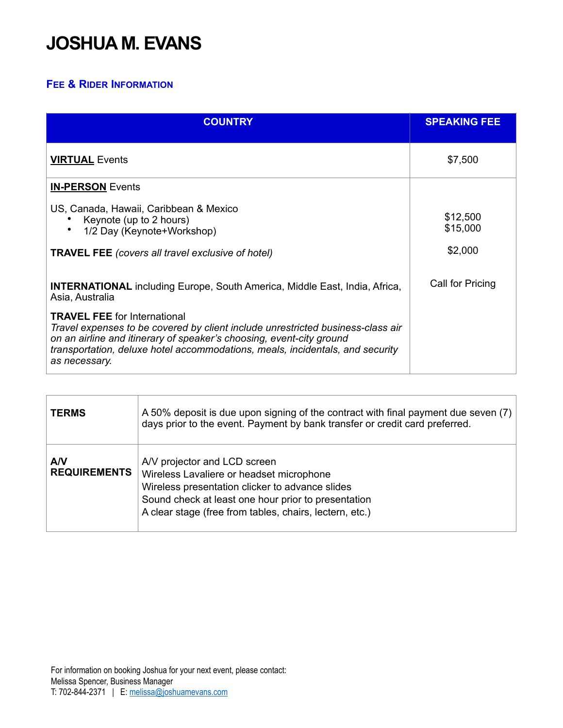# JOSHUA M. EVANS

## FEE & RIDER INFORMATION

| COUNTRY | SPEAKING FEE |
|---|---|
| **VIRTUAL** Events | $7,500 |
| **IN-PERSON** Events<br><br>US, Canada, Hawaii, Caribbean & Mexico<br>• Keynote (up to 2 hours)<br>• 1/2 Day (Keynote+Workshop)<br><br>**TRAVEL FEE** *(covers all travel exclusive of hotel)*<br><br>**INTERNATIONAL** including Europe, South America, Middle East, India, Africa, Asia, Australia<br><br>**TRAVEL FEE** for International<br>*Travel expenses to be covered by client include unrestricted business-class air on an airline and itinerary of speaker's choosing, event-city ground transportation, deluxe hotel accommodations, meals, incidentals, and security as necessary.* | <br><br><br>$12,500<br>$15,000<br><br>$2,000<br><br>Call for Pricing |

| | |
|---|---|
| **TERMS** | A 50% deposit is due upon signing of the contract with final payment due seven (7) days prior to the event. Payment by bank transfer or credit card preferred. |
| **A/V REQUIREMENTS** | A/V projector and LCD screen<br>Wireless Lavaliere or headset microphone<br>Wireless presentation clicker to advance slides<br>Sound check at least one hour prior to presentation<br>A clear stage (free from tables, chairs, lectern, etc.) |

For information on booking Joshua for your next event, please contact:
Melissa Spencer, Business Manager
T: 702-844-2371 | E: melissa@joshuamevans.com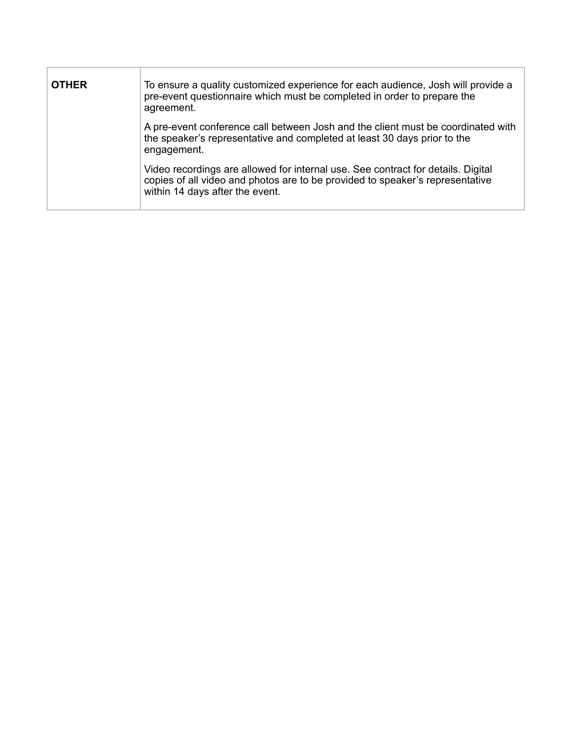| | |
|---|---|
| **OTHER** | To ensure a quality customized experience for each audience, Josh will provide a pre-event questionnaire which must be completed in order to prepare the agreement.<br><br>A pre-event conference call between Josh and the client must be coordinated with the speaker's representative and completed at least 30 days prior to the engagement.<br><br>Video recordings are allowed for internal use. See contract for details. Digital copies of all video and photos are to be provided to speaker's representative within 14 days after the event. |